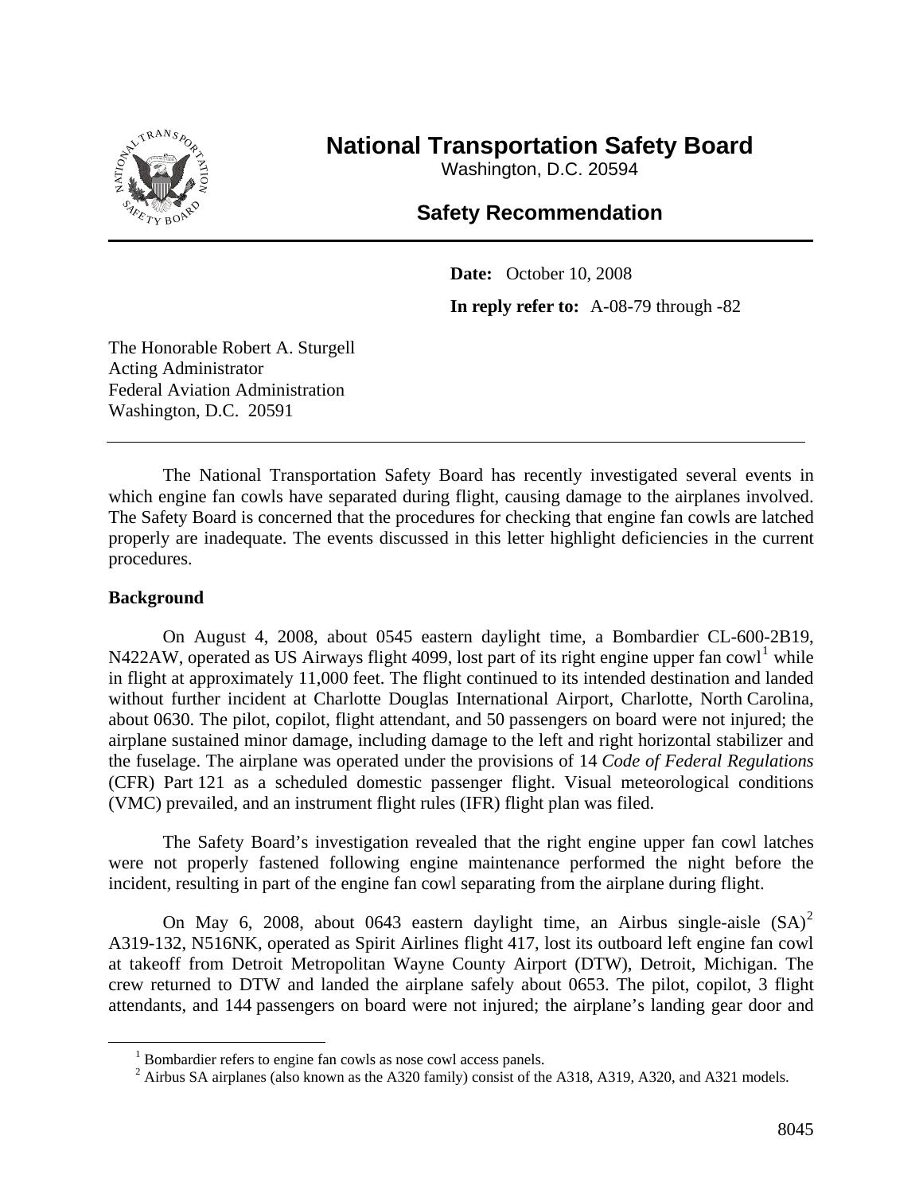# National Transportation Safety Board

Washington, D.C. 20594

## Safety Recommendation

**Date:** October 10, 2008

**In reply refer to:** A-08-79 through -82

The Honorable Robert A. Sturgell
Acting Administrator
Federal Aviation Administration
Washington, D.C. 20591

---

The National Transportation Safety Board has recently investigated several events in which engine fan cowls have separated during flight, causing damage to the airplanes involved. The Safety Board is concerned that the procedures for checking that engine fan cowls are latched properly are inadequate. The events discussed in this letter highlight deficiencies in the current procedures.

**Background**

On August 4, 2008, about 0545 eastern daylight time, a Bombardier CL-600-2B19, N422AW, operated as US Airways flight 4099, lost part of its right engine upper fan cowl[1] while in flight at approximately 11,000 feet. The flight continued to its intended destination and landed without further incident at Charlotte Douglas International Airport, Charlotte, North Carolina, about 0630. The pilot, copilot, flight attendant, and 50 passengers on board were not injured; the airplane sustained minor damage, including damage to the left and right horizontal stabilizer and the fuselage. The airplane was operated under the provisions of 14 *Code of Federal Regulations* (CFR) Part 121 as a scheduled domestic passenger flight. Visual meteorological conditions (VMC) prevailed, and an instrument flight rules (IFR) flight plan was filed.

The Safety Board's investigation revealed that the right engine upper fan cowl latches were not properly fastened following engine maintenance performed the night before the incident, resulting in part of the engine fan cowl separating from the airplane during flight.

On May 6, 2008, about 0643 eastern daylight time, an Airbus single-aisle (SA)[2] A319-132, N516NK, operated as Spirit Airlines flight 417, lost its outboard left engine fan cowl at takeoff from Detroit Metropolitan Wayne County Airport (DTW), Detroit, Michigan. The crew returned to DTW and landed the airplane safely about 0653. The pilot, copilot, 3 flight attendants, and 144 passengers on board were not injured; the airplane's landing gear door and

---

[1] Bombardier refers to engine fan cowls as nose cowl access panels.

[2] Airbus SA airplanes (also known as the A320 family) consist of the A318, A319, A320, and A321 models.

8045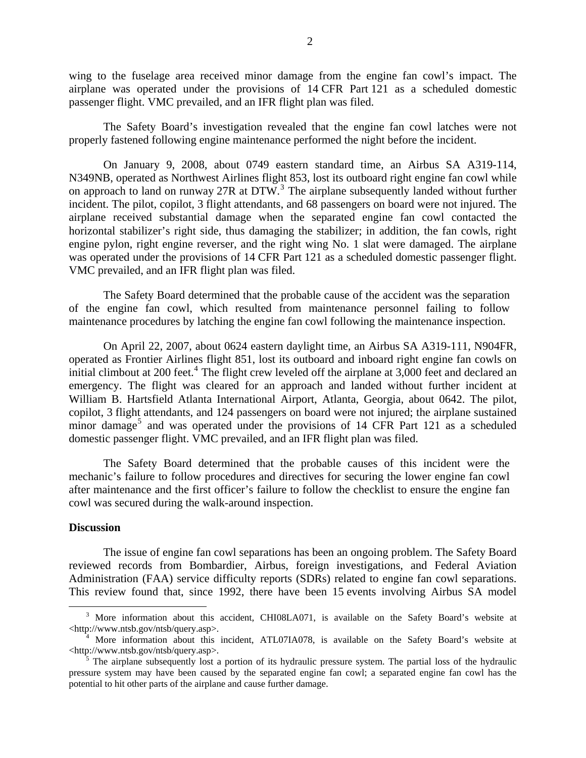wing to the fuselage area received minor damage from the engine fan cowl's impact. The airplane was operated under the provisions of 14 CFR Part 121 as a scheduled domestic passenger flight. VMC prevailed, and an IFR flight plan was filed.

The Safety Board's investigation revealed that the engine fan cowl latches were not properly fastened following engine maintenance performed the night before the incident.

On January 9, 2008, about 0749 eastern standard time, an Airbus SA A319-114, N349NB, operated as Northwest Airlines flight 853, lost its outboard right engine fan cowl while on approach to land on runway 27R at DTW.[3] The airplane subsequently landed without further incident. The pilot, copilot, 3 flight attendants, and 68 passengers on board were not injured. The airplane received substantial damage when the separated engine fan cowl contacted the horizontal stabilizer's right side, thus damaging the stabilizer; in addition, the fan cowls, right engine pylon, right engine reverser, and the right wing No. 1 slat were damaged. The airplane was operated under the provisions of 14 CFR Part 121 as a scheduled domestic passenger flight. VMC prevailed, and an IFR flight plan was filed.

The Safety Board determined that the probable cause of the accident was the separation of the engine fan cowl, which resulted from maintenance personnel failing to follow maintenance procedures by latching the engine fan cowl following the maintenance inspection.

On April 22, 2007, about 0624 eastern daylight time, an Airbus SA A319-111, N904FR, operated as Frontier Airlines flight 851, lost its outboard and inboard right engine fan cowls on initial climbout at 200 feet.[4] The flight crew leveled off the airplane at 3,000 feet and declared an emergency. The flight was cleared for an approach and landed without further incident at William B. Hartsfield Atlanta International Airport, Atlanta, Georgia, about 0642. The pilot, copilot, 3 flight attendants, and 124 passengers on board were not injured; the airplane sustained minor damage[5] and was operated under the provisions of 14 CFR Part 121 as a scheduled domestic passenger flight. VMC prevailed, and an IFR flight plan was filed.

The Safety Board determined that the probable causes of this incident were the mechanic's failure to follow procedures and directives for securing the lower engine fan cowl after maintenance and the first officer's failure to follow the checklist to ensure the engine fan cowl was secured during the walk-around inspection.

**Discussion**

The issue of engine fan cowl separations has been an ongoing problem. The Safety Board reviewed records from Bombardier, Airbus, foreign investigations, and Federal Aviation Administration (FAA) service difficulty reports (SDRs) related to engine fan cowl separations. This review found that, since 1992, there have been 15 events involving Airbus SA model

---

[3] More information about this accident, CHI08LA071, is available on the Safety Board's website at <http://www.ntsb.gov/ntsb/query.asp>.

[4] More information about this incident, ATL07IA078, is available on the Safety Board's website at <http://www.ntsb.gov/ntsb/query.asp>.

[5] The airplane subsequently lost a portion of its hydraulic pressure system. The partial loss of the hydraulic pressure system may have been caused by the separated engine fan cowl; a separated engine fan cowl has the potential to hit other parts of the airplane and cause further damage.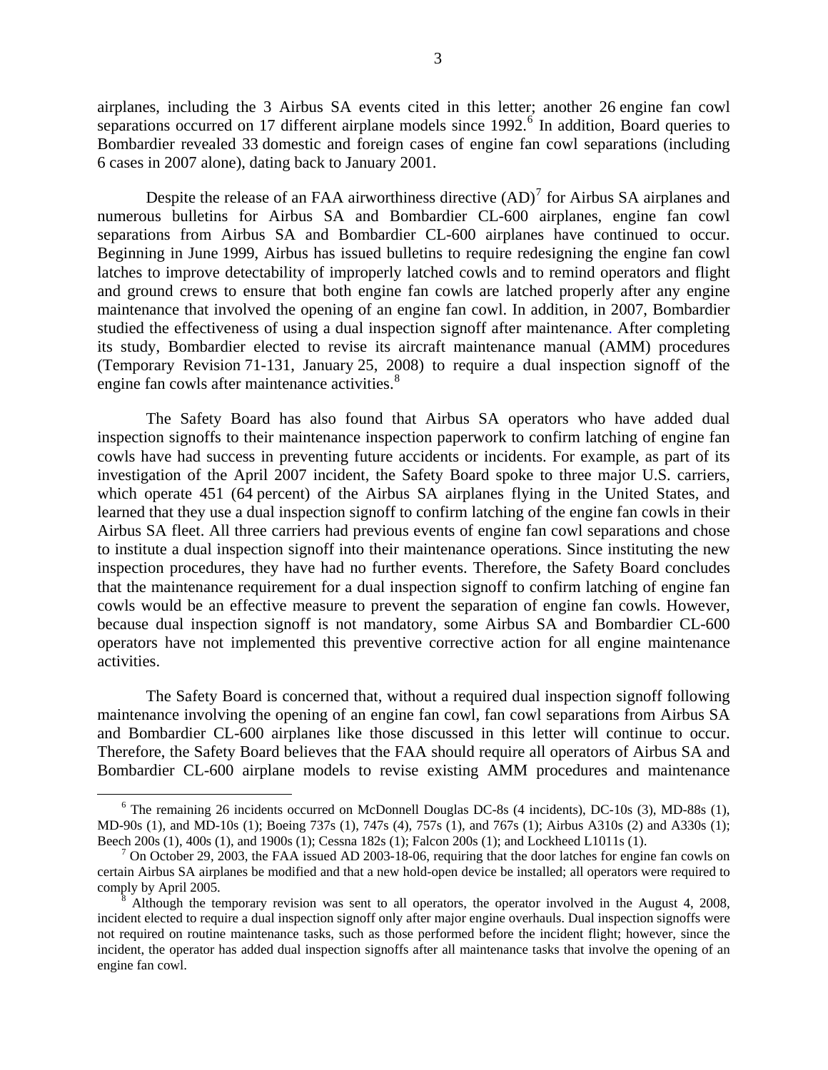airplanes, including the 3 Airbus SA events cited in this letter; another 26 engine fan cowl separations occurred on 17 different airplane models since 1992.[6] In addition, Board queries to Bombardier revealed 33 domestic and foreign cases of engine fan cowl separations (including 6 cases in 2007 alone), dating back to January 2001.

Despite the release of an FAA airworthiness directive (AD)[7] for Airbus SA airplanes and numerous bulletins for Airbus SA and Bombardier CL-600 airplanes, engine fan cowl separations from Airbus SA and Bombardier CL-600 airplanes have continued to occur. Beginning in June 1999, Airbus has issued bulletins to require redesigning the engine fan cowl latches to improve detectability of improperly latched cowls and to remind operators and flight and ground crews to ensure that both engine fan cowls are latched properly after any engine maintenance that involved the opening of an engine fan cowl. In addition, in 2007, Bombardier studied the effectiveness of using a dual inspection signoff after maintenance. After completing its study, Bombardier elected to revise its aircraft maintenance manual (AMM) procedures (Temporary Revision 71-131, January 25, 2008) to require a dual inspection signoff of the engine fan cowls after maintenance activities.[8]

The Safety Board has also found that Airbus SA operators who have added dual inspection signoffs to their maintenance inspection paperwork to confirm latching of engine fan cowls have had success in preventing future accidents or incidents. For example, as part of its investigation of the April 2007 incident, the Safety Board spoke to three major U.S. carriers, which operate 451 (64 percent) of the Airbus SA airplanes flying in the United States, and learned that they use a dual inspection signoff to confirm latching of the engine fan cowls in their Airbus SA fleet. All three carriers had previous events of engine fan cowl separations and chose to institute a dual inspection signoff into their maintenance operations. Since instituting the new inspection procedures, they have had no further events. Therefore, the Safety Board concludes that the maintenance requirement for a dual inspection signoff to confirm latching of engine fan cowls would be an effective measure to prevent the separation of engine fan cowls. However, because dual inspection signoff is not mandatory, some Airbus SA and Bombardier CL-600 operators have not implemented this preventive corrective action for all engine maintenance activities.

The Safety Board is concerned that, without a required dual inspection signoff following maintenance involving the opening of an engine fan cowl, fan cowl separations from Airbus SA and Bombardier CL-600 airplanes like those discussed in this letter will continue to occur. Therefore, the Safety Board believes that the FAA should require all operators of Airbus SA and Bombardier CL-600 airplane models to revise existing AMM procedures and maintenance

---

[6] The remaining 26 incidents occurred on McDonnell Douglas DC-8s (4 incidents), DC-10s (3), MD-88s (1), MD-90s (1), and MD-10s (1); Boeing 737s (1), 747s (4), 757s (1), and 767s (1); Airbus A310s (2) and A330s (1); Beech 200s (1), 400s (1), and 1900s (1); Cessna 182s (1); Falcon 200s (1); and Lockheed L1011s (1).

[7] On October 29, 2003, the FAA issued AD 2003-18-06, requiring that the door latches for engine fan cowls on certain Airbus SA airplanes be modified and that a new hold-open device be installed; all operators were required to comply by April 2005.

[8] Although the temporary revision was sent to all operators, the operator involved in the August 4, 2008, incident elected to require a dual inspection signoff only after major engine overhauls. Dual inspection signoffs were not required on routine maintenance tasks, such as those performed before the incident flight; however, since the incident, the operator has added dual inspection signoffs after all maintenance tasks that involve the opening of an engine fan cowl.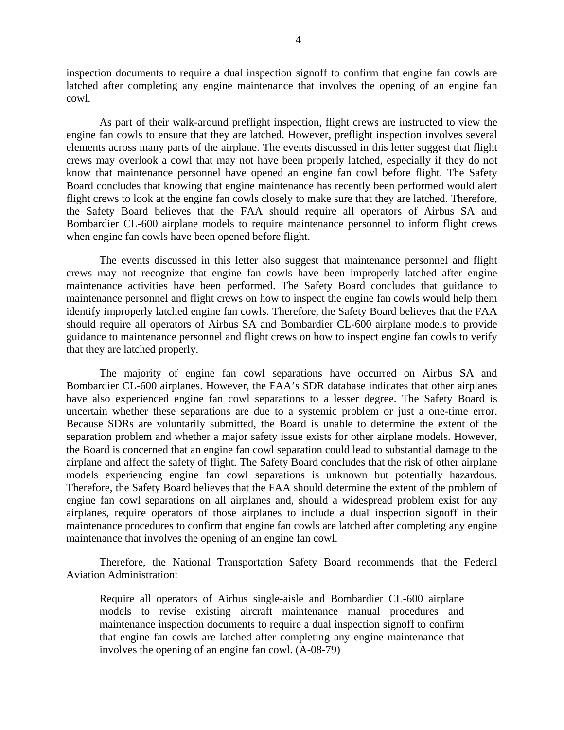inspection documents to require a dual inspection signoff to confirm that engine fan cowls are latched after completing any engine maintenance that involves the opening of an engine fan cowl.

As part of their walk-around preflight inspection, flight crews are instructed to view the engine fan cowls to ensure that they are latched. However, preflight inspection involves several elements across many parts of the airplane. The events discussed in this letter suggest that flight crews may overlook a cowl that may not have been properly latched, especially if they do not know that maintenance personnel have opened an engine fan cowl before flight. The Safety Board concludes that knowing that engine maintenance has recently been performed would alert flight crews to look at the engine fan cowls closely to make sure that they are latched. Therefore, the Safety Board believes that the FAA should require all operators of Airbus SA and Bombardier CL-600 airplane models to require maintenance personnel to inform flight crews when engine fan cowls have been opened before flight.

The events discussed in this letter also suggest that maintenance personnel and flight crews may not recognize that engine fan cowls have been improperly latched after engine maintenance activities have been performed. The Safety Board concludes that guidance to maintenance personnel and flight crews on how to inspect the engine fan cowls would help them identify improperly latched engine fan cowls. Therefore, the Safety Board believes that the FAA should require all operators of Airbus SA and Bombardier CL-600 airplane models to provide guidance to maintenance personnel and flight crews on how to inspect engine fan cowls to verify that they are latched properly.

The majority of engine fan cowl separations have occurred on Airbus SA and Bombardier CL-600 airplanes. However, the FAA's SDR database indicates that other airplanes have also experienced engine fan cowl separations to a lesser degree. The Safety Board is uncertain whether these separations are due to a systemic problem or just a one-time error. Because SDRs are voluntarily submitted, the Board is unable to determine the extent of the separation problem and whether a major safety issue exists for other airplane models. However, the Board is concerned that an engine fan cowl separation could lead to substantial damage to the airplane and affect the safety of flight. The Safety Board concludes that the risk of other airplane models experiencing engine fan cowl separations is unknown but potentially hazardous. Therefore, the Safety Board believes that the FAA should determine the extent of the problem of engine fan cowl separations on all airplanes and, should a widespread problem exist for any airplanes, require operators of those airplanes to include a dual inspection signoff in their maintenance procedures to confirm that engine fan cowls are latched after completing any engine maintenance that involves the opening of an engine fan cowl.

Therefore, the National Transportation Safety Board recommends that the Federal Aviation Administration:

> Require all operators of Airbus single-aisle and Bombardier CL-600 airplane models to revise existing aircraft maintenance manual procedures and maintenance inspection documents to require a dual inspection signoff to confirm that engine fan cowls are latched after completing any engine maintenance that involves the opening of an engine fan cowl. (A-08-79)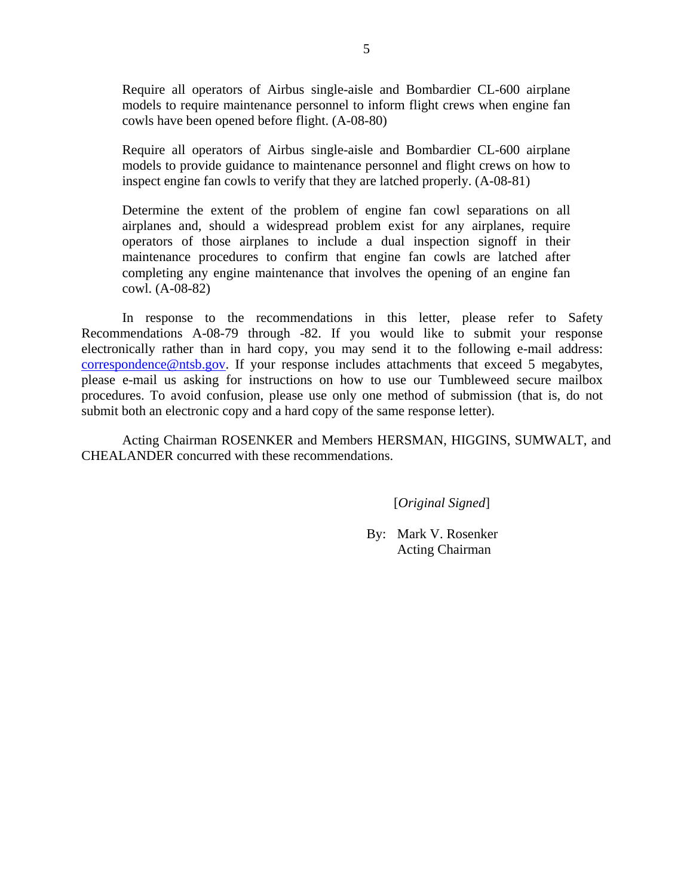> Require all operators of Airbus single-aisle and Bombardier CL-600 airplane models to require maintenance personnel to inform flight crews when engine fan cowls have been opened before flight. (A-08-80)

> Require all operators of Airbus single-aisle and Bombardier CL-600 airplane models to provide guidance to maintenance personnel and flight crews on how to inspect engine fan cowls to verify that they are latched properly. (A-08-81)

> Determine the extent of the problem of engine fan cowl separations on all airplanes and, should a widespread problem exist for any airplanes, require operators of those airplanes to include a dual inspection signoff in their maintenance procedures to confirm that engine fan cowls are latched after completing any engine maintenance that involves the opening of an engine fan cowl. (A-08-82)

In response to the recommendations in this letter, please refer to Safety Recommendations A-08-79 through -82. If you would like to submit your response electronically rather than in hard copy, you may send it to the following e-mail address: correspondence@ntsb.gov. If your response includes attachments that exceed 5 megabytes, please e-mail us asking for instructions on how to use our Tumbleweed secure mailbox procedures. To avoid confusion, please use only one method of submission (that is, do not submit both an electronic copy and a hard copy of the same response letter).

Acting Chairman ROSENKER and Members HERSMAN, HIGGINS, SUMWALT, and CHEALANDER concurred with these recommendations.

[*Original Signed*]

By: Mark V. Rosenker
Acting Chairman